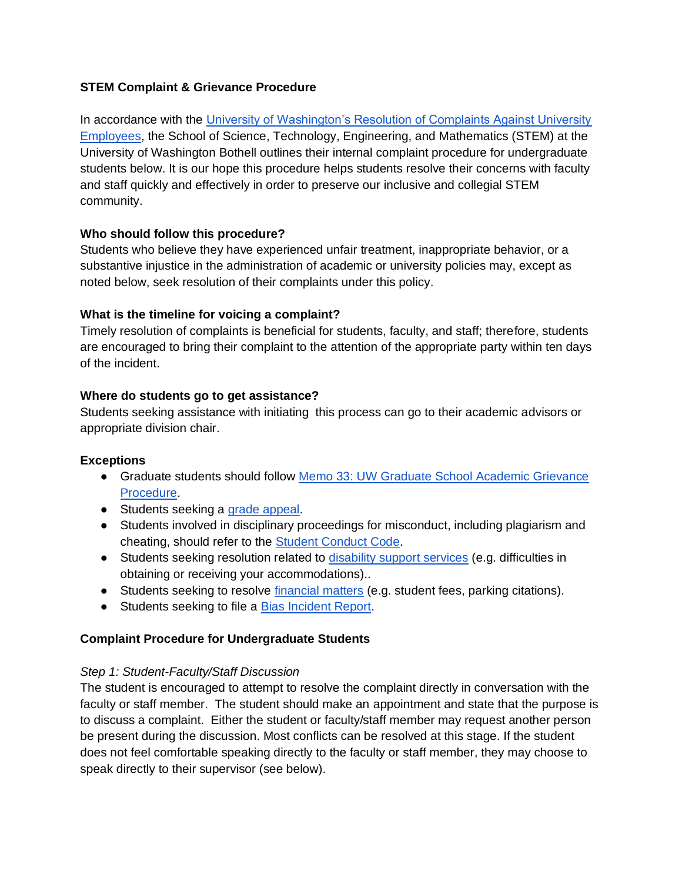**STEM Complaint & Grievance Procedure**

In accordance with the [University of Washington's Resolution of Complaints Against University Employees](), the School of Science, Technology, Engineering, and Mathematics (STEM) at the University of Washington Bothell outlines their internal complaint procedure for undergraduate students below. It is our hope this procedure helps students resolve their concerns with faculty and staff quickly and effectively in order to preserve our inclusive and collegial STEM community.

**Who should follow this procedure?**
Students who believe they have experienced unfair treatment, inappropriate behavior, or a substantive injustice in the administration of academic or university policies may, except as noted below, seek resolution of their complaints under this policy.

**What is the timeline for voicing a complaint?**
Timely resolution of complaints is beneficial for students, faculty, and staff; therefore, students are encouraged to bring their complaint to the attention of the appropriate party within ten days of the incident.

**Where do students go to get assistance?**
Students seeking assistance with initiating this process can go to their academic advisors or appropriate division chair.

**Exceptions**

- Graduate students should follow [Memo 33: UW Graduate School Academic Grievance Procedure]().
- Students seeking a [grade appeal]().
- Students involved in disciplinary proceedings for misconduct, including plagiarism and cheating, should refer to the [Student Conduct Code]().
- Students seeking resolution related to [disability support services]() (e.g. difficulties in obtaining or receiving your accommodations)..
- Students seeking to resolve [financial matters]() (e.g. student fees, parking citations).
- Students seeking to file a [Bias Incident Report]().

**Complaint Procedure for Undergraduate Students**

*Step 1: Student-Faculty/Staff Discussion*
The student is encouraged to attempt to resolve the complaint directly in conversation with the faculty or staff member. The student should make an appointment and state that the purpose is to discuss a complaint. Either the student or faculty/staff member may request another person be present during the discussion. Most conflicts can be resolved at this stage. If the student does not feel comfortable speaking directly to the faculty or staff member, they may choose to speak directly to their supervisor (see below).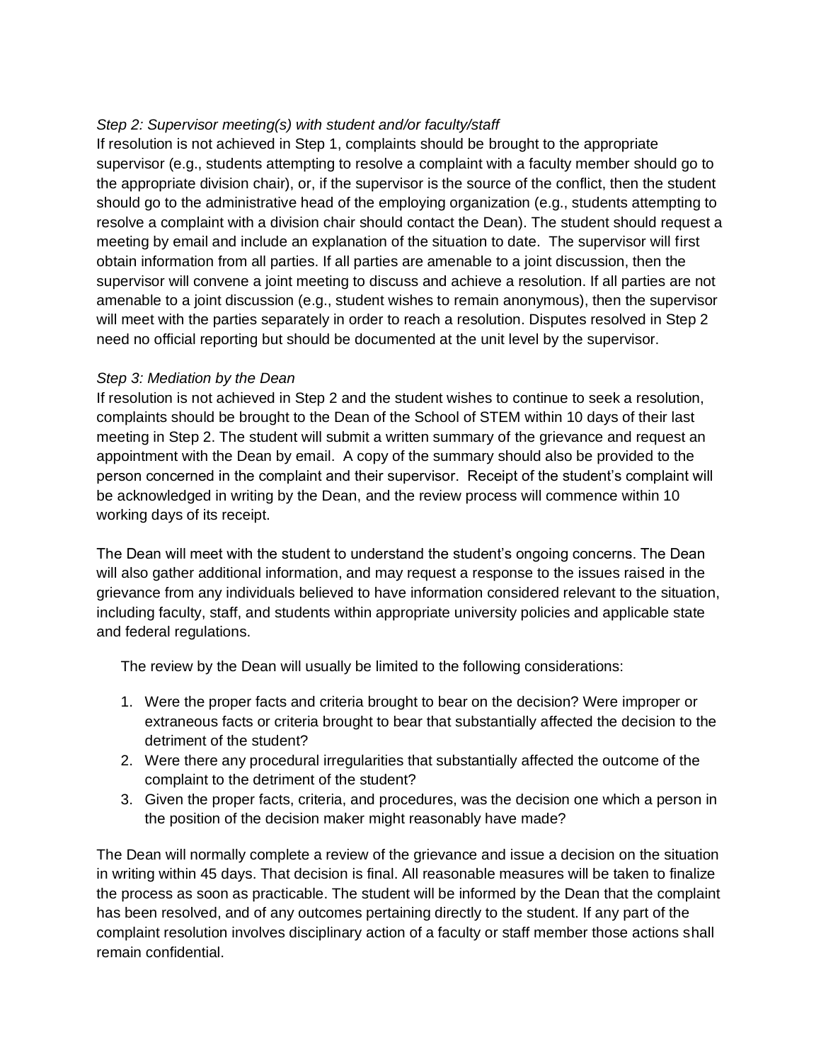*Step 2: Supervisor meeting(s) with student and/or faculty/staff*

If resolution is not achieved in Step 1, complaints should be brought to the appropriate supervisor (e.g., students attempting to resolve a complaint with a faculty member should go to the appropriate division chair), or, if the supervisor is the source of the conflict, then the student should go to the administrative head of the employing organization (e.g., students attempting to resolve a complaint with a division chair should contact the Dean). The student should request a meeting by email and include an explanation of the situation to date. The supervisor will first obtain information from all parties. If all parties are amenable to a joint discussion, then the supervisor will convene a joint meeting to discuss and achieve a resolution. If all parties are not amenable to a joint discussion (e.g., student wishes to remain anonymous), then the supervisor will meet with the parties separately in order to reach a resolution. Disputes resolved in Step 2 need no official reporting but should be documented at the unit level by the supervisor.

*Step 3: Mediation by the Dean*

If resolution is not achieved in Step 2 and the student wishes to continue to seek a resolution, complaints should be brought to the Dean of the School of STEM within 10 days of their last meeting in Step 2. The student will submit a written summary of the grievance and request an appointment with the Dean by email. A copy of the summary should also be provided to the person concerned in the complaint and their supervisor. Receipt of the student's complaint will be acknowledged in writing by the Dean, and the review process will commence within 10 working days of its receipt.

The Dean will meet with the student to understand the student's ongoing concerns. The Dean will also gather additional information, and may request a response to the issues raised in the grievance from any individuals believed to have information considered relevant to the situation, including faculty, staff, and students within appropriate university policies and applicable state and federal regulations.

The review by the Dean will usually be limited to the following considerations:

1. Were the proper facts and criteria brought to bear on the decision? Were improper or extraneous facts or criteria brought to bear that substantially affected the decision to the detriment of the student?
2. Were there any procedural irregularities that substantially affected the outcome of the complaint to the detriment of the student?
3. Given the proper facts, criteria, and procedures, was the decision one which a person in the position of the decision maker might reasonably have made?

The Dean will normally complete a review of the grievance and issue a decision on the situation in writing within 45 days. That decision is final. All reasonable measures will be taken to finalize the process as soon as practicable. The student will be informed by the Dean that the complaint has been resolved, and of any outcomes pertaining directly to the student. If any part of the complaint resolution involves disciplinary action of a faculty or staff member those actions shall remain confidential.